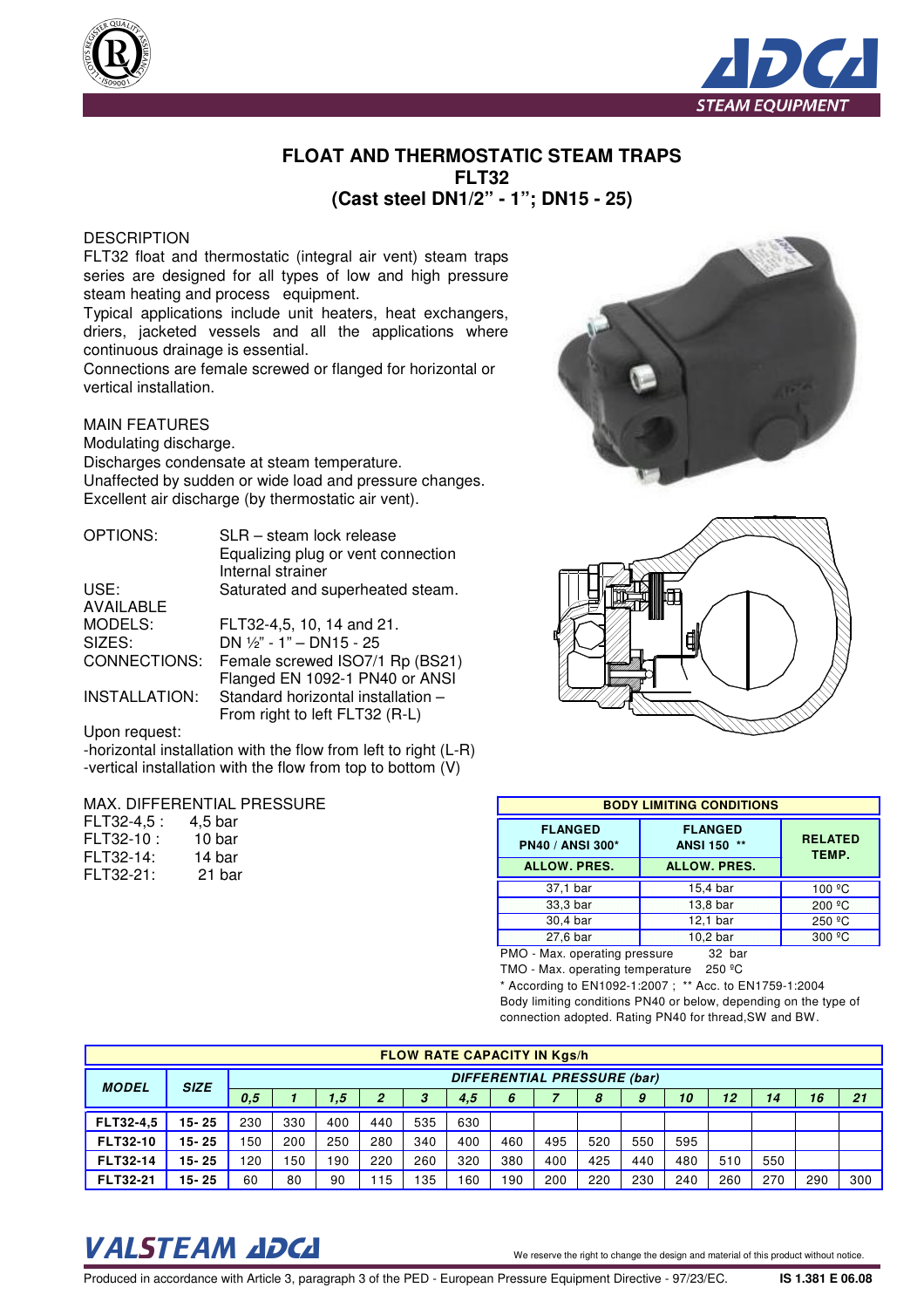# FLOAT AND THERMOSTATIC STEAM TRAPS
# FLT32
# (Cast steel DN1/2" - 1"; DN15 - 25)

## DESCRIPTION

FLT32 float and thermostatic (integral air vent) steam traps series are designed for all types of low and high pressure steam heating and process equipment.

Typical applications include unit heaters, heat exchangers, driers, jacketed vessels and all the applications where continuous drainage is essential.

Connections are female screwed or flanged for horizontal or vertical installation.

## MAIN FEATURES

Modulating discharge.
Discharges condensate at steam temperature.
Unaffected by sudden or wide load and pressure changes.
Excellent air discharge (by thermostatic air vent).

| | |
|---|---|
| OPTIONS: | SLR – steam lock release<br>Equalizing plug or vent connection<br>Internal strainer |
| USE: | Saturated and superheated steam. |
| AVAILABLE MODELS: | FLT32-4,5, 10, 14 and 21. |
| SIZES: | DN ½" - 1" – DN15 - 25 |
| CONNECTIONS: | Female screwed ISO7/1 Rp (BS21)<br>Flanged EN 1092-1 PN40 or ANSI |
| INSTALLATION: | Standard horizontal installation – From right to left FLT32 (R-L) |

Upon request:
-horizontal installation with the flow from left to right (L-R)
-vertical installation with the flow from top to bottom (V)

## MAX. DIFFERENTIAL PRESSURE

| | |
|---|---|
| FLT32-4,5 : | 4,5 bar |
| FLT32-10 : | 10 bar |
| FLT32-14: | 14 bar |
| FLT32-21: | 21 bar |

| BODY LIMITING CONDITIONS | | |
|---|---|---|
| FLANGED PN40 / ANSI 300* | FLANGED ANSI 150 ** | RELATED TEMP. |
| ALLOW. PRES. | ALLOW. PRES. | |
| 37,1 bar | 15,4 bar | 100 ºC |
| 33,3 bar | 13,8 bar | 200 ºC |
| 30,4 bar | 12,1 bar | 250 ºC |
| 27,6 bar | 10,2 bar | 300 ºC |

PMO - Max. operating pressure 32 bar
TMO - Max. operating temperature 250 ºC
\* According to EN1092-1:2007 ; ** Acc. to EN1759-1:2004
Body limiting conditions PN40 or below, depending on the type of connection adopted. Rating PN40 for thread,SW and BW.

| FLOW RATE CAPACITY IN Kgs/h | | | | | | | | | | | | | | | | |
|---|---|---|---|---|---|---|---|---|---|---|---|---|---|---|---|---|
| **MODEL** | **SIZE** | **DIFFERENTIAL PRESSURE (bar)** | | | | | | | | | | | | | | |
| | | **0,5** | **1** | **1,5** | **2** | **3** | **4,5** | **6** | **7** | **8** | **9** | **10** | **12** | **14** | **16** | **21** |
| **FLT32-4,5** | **15- 25** | 230 | 330 | 400 | 440 | 535 | 630 | | | | | | | | | |
| **FLT32-10** | **15- 25** | 150 | 200 | 250 | 280 | 340 | 400 | 460 | 495 | 520 | 550 | 595 | | | | |
| **FLT32-14** | **15- 25** | 120 | 150 | 190 | 220 | 260 | 320 | 380 | 400 | 425 | 440 | 480 | 510 | 550 | | |
| **FLT32-21** | **15- 25** | 60 | 80 | 90 | 115 | 135 | 160 | 190 | 200 | 220 | 230 | 240 | 260 | 270 | 290 | 300 |

We reserve the right to change the design and material of this product without notice.

Produced in accordance with Article 3, paragraph 3 of the PED - European Pressure Equipment Directive - 97/23/EC. IS 1.381 E 06.08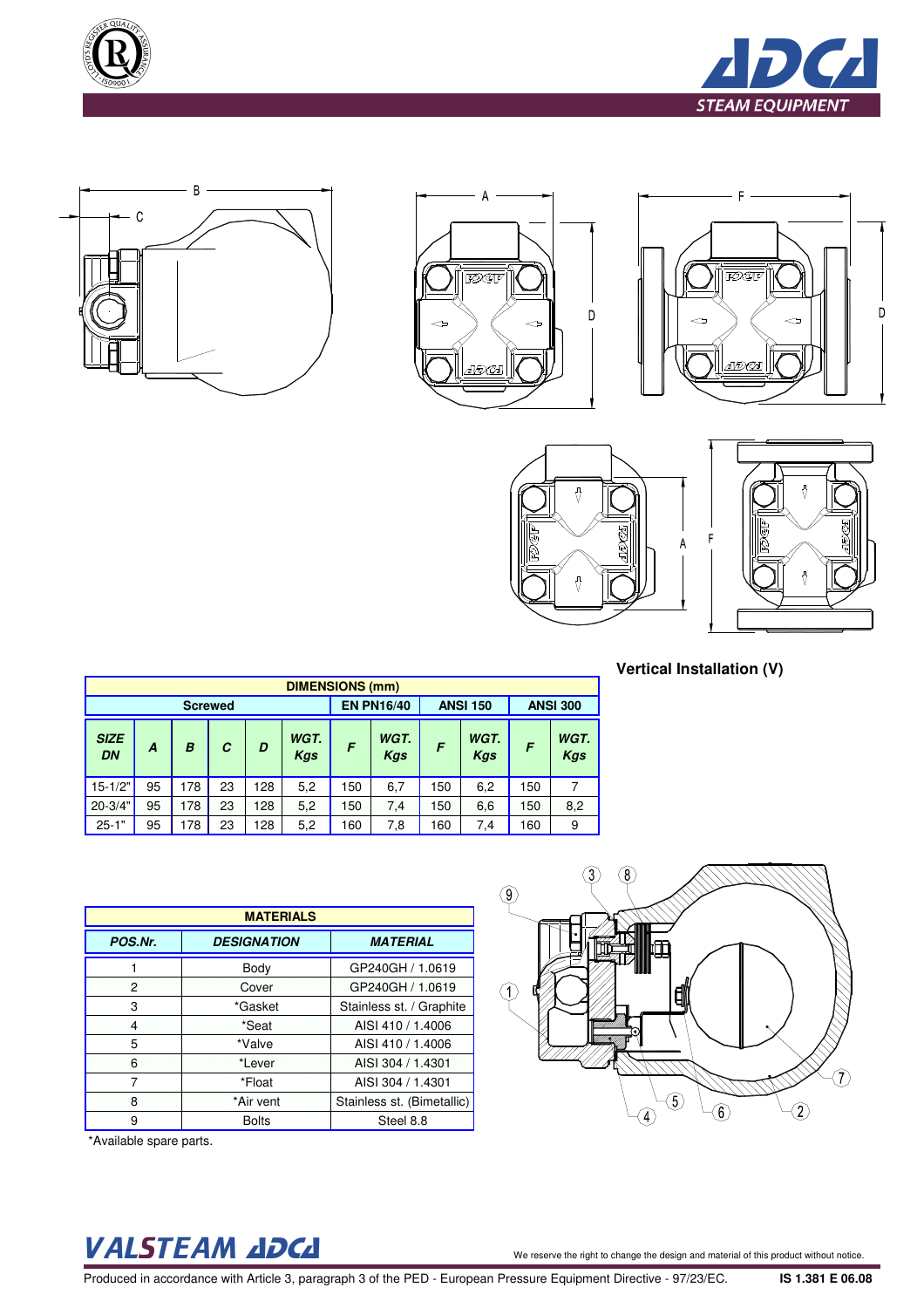**Vertical Installation (V)**

| DIMENSIONS (mm) | | | | | | | | | | | |
|---|---|---|---|---|---|---|---|---|---|---|---|
| Screwed | | | | | | EN PN16/40 | | ANSI 150 | | ANSI 300 | |
| ***SIZE DN*** | ***A*** | ***B*** | ***C*** | ***D*** | ***WGT. Kgs*** | ***F*** | ***WGT. Kgs*** | ***F*** | ***WGT. Kgs*** | ***F*** | ***WGT. Kgs*** |
| 15-1/2" | 95 | 178 | 23 | 128 | 5,2 | 150 | 6,7 | 150 | 6,2 | 150 | 7 |
| 20-3/4" | 95 | 178 | 23 | 128 | 5,2 | 150 | 7,4 | 150 | 6,6 | 150 | 8,2 |
| 25-1" | 95 | 178 | 23 | 128 | 5,2 | 160 | 7,8 | 160 | 7,4 | 160 | 9 |

| MATERIALS | | |
|---|---|---|
| ***POS.Nr.*** | ***DESIGNATION*** | ***MATERIAL*** |
| 1 | Body | GP240GH / 1.0619 |
| 2 | Cover | GP240GH / 1.0619 |
| 3 | *Gasket | Stainless st. / Graphite |
| 4 | *Seat | AISI 410 / 1.4006 |
| 5 | *Valve | AISI 410 / 1.4006 |
| 6 | *Lever | AISI 304 / 1.4301 |
| 7 | *Float | AISI 304 / 1.4301 |
| 8 | *Air vent | Stainless st. (Bimetallic) |
| 9 | Bolts | Steel 8.8 |

*Available spare parts.

We reserve the right to change the design and material of this product without notice.

Produced in accordance with Article 3, paragraph 3 of the PED - European Pressure Equipment Directive - 97/23/EC.

**IS 1.381 E 06.08**